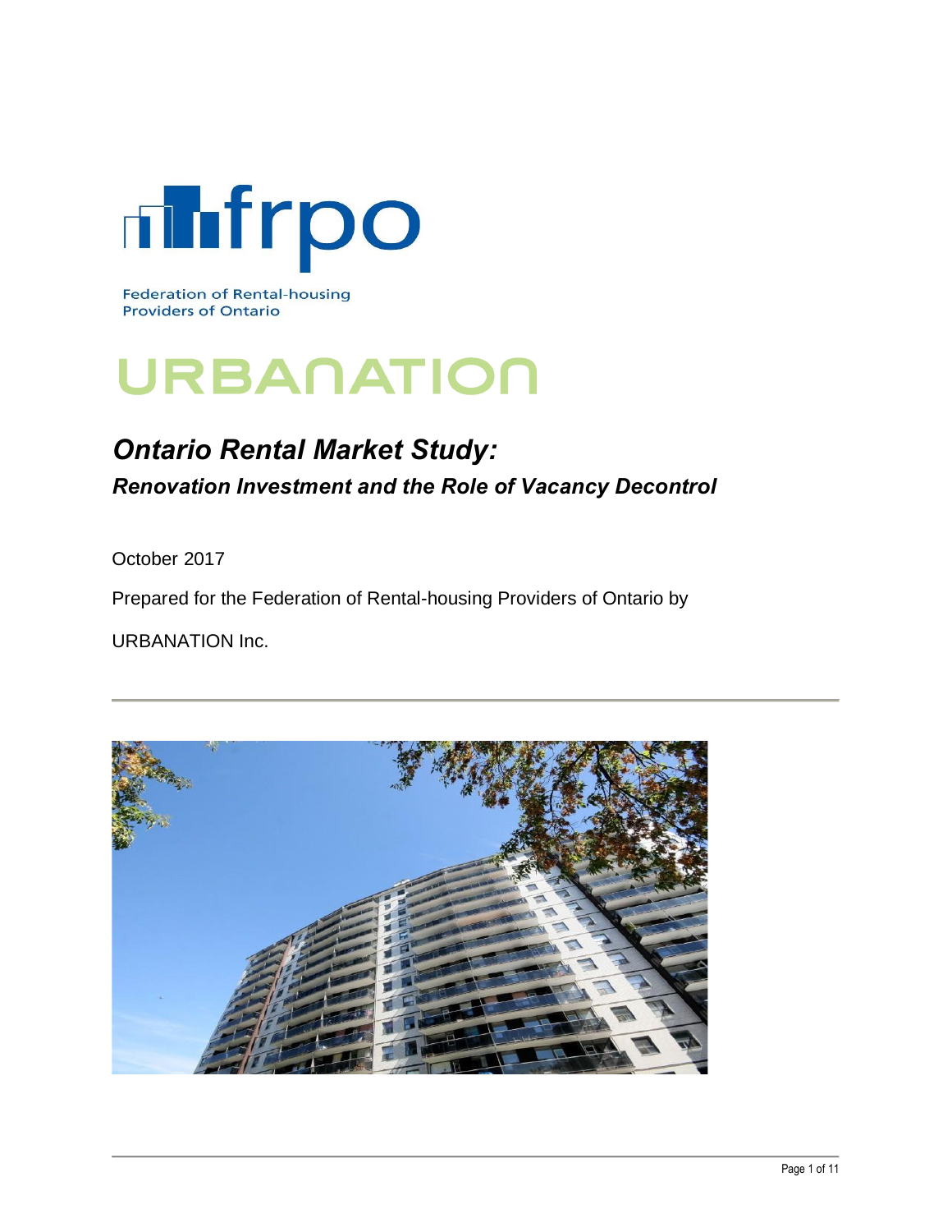frpo

Federation of Rental-housing Providers of Ontario

URBANATION

# *Ontario Rental Market Study:*

## *Renovation Investment and the Role of Vacancy Decontrol*

October 2017

Prepared for the Federation of Rental-housing Providers of Ontario by

URBANATION Inc.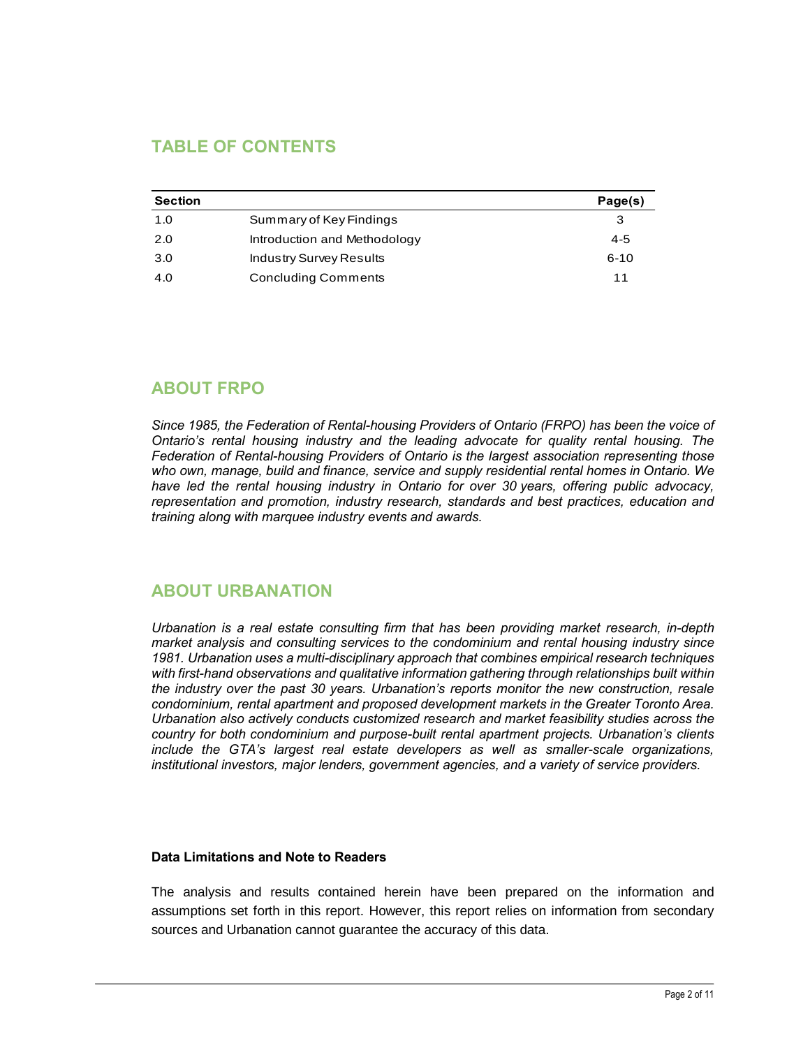## TABLE OF CONTENTS

| Section | | Page(s) |
|---|---|---|
| 1.0 | Summary of Key Findings | 3 |
| 2.0 | Introduction and Methodology | 4-5 |
| 3.0 | Industry Survey Results | 6-10 |
| 4.0 | Concluding Comments | 11 |

## ABOUT FRPO

*Since 1985, the Federation of Rental-housing Providers of Ontario (FRPO) has been the voice of Ontario's rental housing industry and the leading advocate for quality rental housing. The Federation of Rental-housing Providers of Ontario is the largest association representing those who own, manage, build and finance, service and supply residential rental homes in Ontario. We have led the rental housing industry in Ontario for over 30 years, offering public advocacy, representation and promotion, industry research, standards and best practices, education and training along with marquee industry events and awards.*

## ABOUT URBANATION

*Urbanation is a real estate consulting firm that has been providing market research, in-depth market analysis and consulting services to the condominium and rental housing industry since 1981. Urbanation uses a multi-disciplinary approach that combines empirical research techniques with first-hand observations and qualitative information gathering through relationships built within the industry over the past 30 years. Urbanation's reports monitor the new construction, resale condominium, rental apartment and proposed development markets in the Greater Toronto Area. Urbanation also actively conducts customized research and market feasibility studies across the country for both condominium and purpose-built rental apartment projects. Urbanation's clients include the GTA's largest real estate developers as well as smaller-scale organizations, institutional investors, major lenders, government agencies, and a variety of service providers.*

**Data Limitations and Note to Readers**

The analysis and results contained herein have been prepared on the information and assumptions set forth in this report. However, this report relies on information from secondary sources and Urbanation cannot guarantee the accuracy of this data.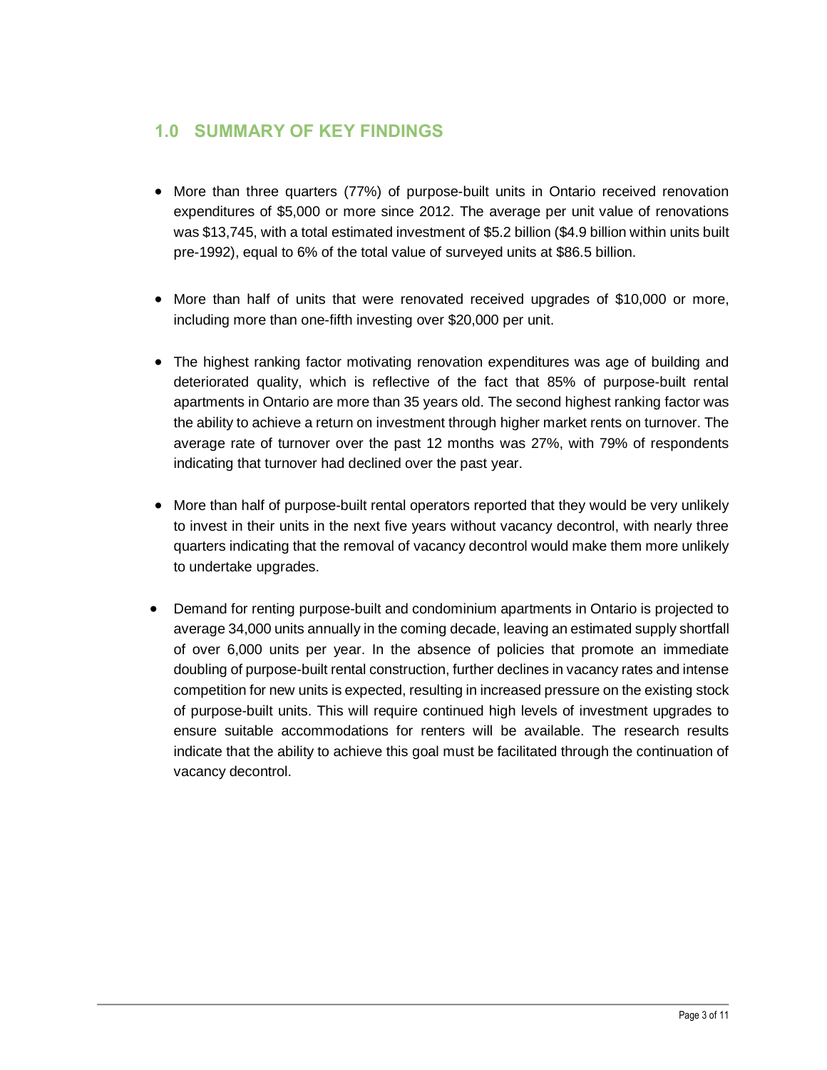## 1.0 SUMMARY OF KEY FINDINGS

- More than three quarters (77%) of purpose-built units in Ontario received renovation expenditures of $5,000 or more since 2012. The average per unit value of renovations was $13,745, with a total estimated investment of $5.2 billion ($4.9 billion within units built pre-1992), equal to 6% of the total value of surveyed units at $86.5 billion.

- More than half of units that were renovated received upgrades of $10,000 or more, including more than one-fifth investing over $20,000 per unit.

- The highest ranking factor motivating renovation expenditures was age of building and deteriorated quality, which is reflective of the fact that 85% of purpose-built rental apartments in Ontario are more than 35 years old. The second highest ranking factor was the ability to achieve a return on investment through higher market rents on turnover. The average rate of turnover over the past 12 months was 27%, with 79% of respondents indicating that turnover had declined over the past year.

- More than half of purpose-built rental operators reported that they would be very unlikely to invest in their units in the next five years without vacancy decontrol, with nearly three quarters indicating that the removal of vacancy decontrol would make them more unlikely to undertake upgrades.

- Demand for renting purpose-built and condominium apartments in Ontario is projected to average 34,000 units annually in the coming decade, leaving an estimated supply shortfall of over 6,000 units per year. In the absence of policies that promote an immediate doubling of purpose-built rental construction, further declines in vacancy rates and intense competition for new units is expected, resulting in increased pressure on the existing stock of purpose-built units. This will require continued high levels of investment upgrades to ensure suitable accommodations for renters will be available. The research results indicate that the ability to achieve this goal must be facilitated through the continuation of vacancy decontrol.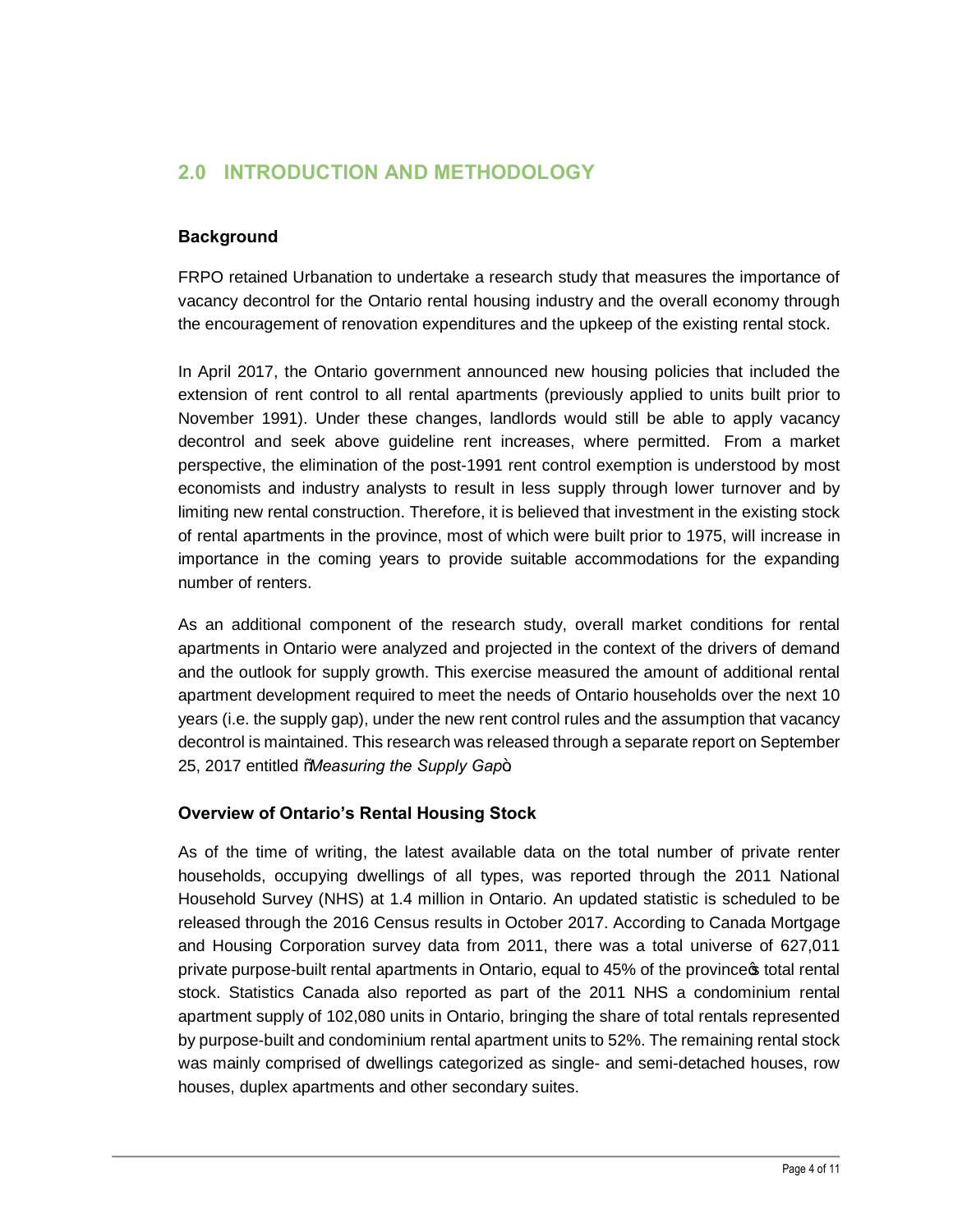## 2.0 INTRODUCTION AND METHODOLOGY

### Background

FRPO retained Urbanation to undertake a research study that measures the importance of vacancy decontrol for the Ontario rental housing industry and the overall economy through the encouragement of renovation expenditures and the upkeep of the existing rental stock.

In April 2017, the Ontario government announced new housing policies that included the extension of rent control to all rental apartments (previously applied to units built prior to November 1991). Under these changes, landlords would still be able to apply vacancy decontrol and seek above guideline rent increases, where permitted. From a market perspective, the elimination of the post-1991 rent control exemption is understood by most economists and industry analysts to result in less supply through lower turnover and by limiting new rental construction. Therefore, it is believed that investment in the existing stock of rental apartments in the province, most of which were built prior to 1975, will increase in importance in the coming years to provide suitable accommodations for the expanding number of renters.

As an additional component of the research study, overall market conditions for rental apartments in Ontario were analyzed and projected in the context of the drivers of demand and the outlook for supply growth. This exercise measured the amount of additional rental apartment development required to meet the needs of Ontario households over the next 10 years (i.e. the supply gap), under the new rent control rules and the assumption that vacancy decontrol is maintained. This research was released through a separate report on September 25, 2017 entitled "*Measuring the Supply Gap*".

### Overview of Ontario's Rental Housing Stock

As of the time of writing, the latest available data on the total number of private renter households, occupying dwellings of all types, was reported through the 2011 National Household Survey (NHS) at 1.4 million in Ontario. An updated statistic is scheduled to be released through the 2016 Census results in October 2017. According to Canada Mortgage and Housing Corporation survey data from 2011, there was a total universe of 627,011 private purpose-built rental apartments in Ontario, equal to 45% of the province's total rental stock. Statistics Canada also reported as part of the 2011 NHS a condominium rental apartment supply of 102,080 units in Ontario, bringing the share of total rentals represented by purpose-built and condominium rental apartment units to 52%. The remaining rental stock was mainly comprised of dwellings categorized as single- and semi-detached houses, row houses, duplex apartments and other secondary suites.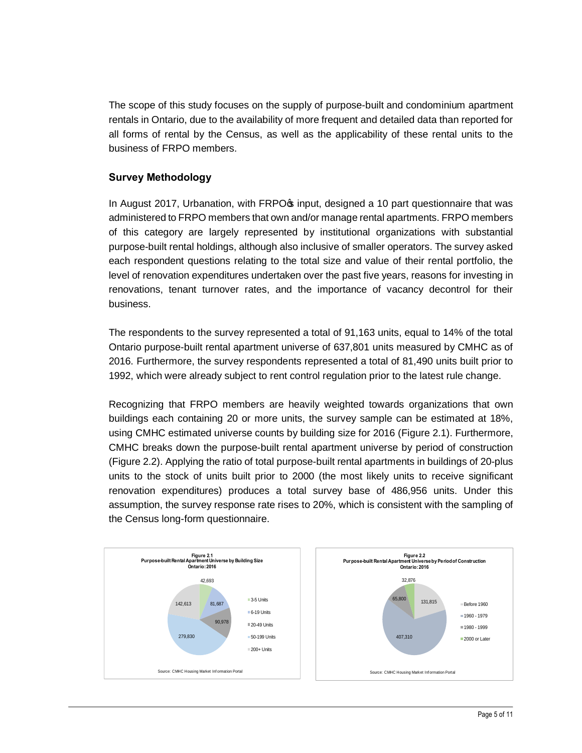The scope of this study focuses on the supply of purpose-built and condominium apartment rentals in Ontario, due to the availability of more frequent and detailed data than reported for all forms of rental by the Census, as well as the applicability of these rental units to the business of FRPO members.

## Survey Methodology

In August 2017, Urbanation, with FRPO's input, designed a 10 part questionnaire that was administered to FRPO members that own and/or manage rental apartments. FRPO members of this category are largely represented by institutional organizations with substantial purpose-built rental holdings, although also inclusive of smaller operators. The survey asked each respondent questions relating to the total size and value of their rental portfolio, the level of renovation expenditures undertaken over the past five years, reasons for investing in renovations, tenant turnover rates, and the importance of vacancy decontrol for their business.

The respondents to the survey represented a total of 91,163 units, equal to 14% of the total Ontario purpose-built rental apartment universe of 637,801 units measured by CMHC as of 2016. Furthermore, the survey respondents represented a total of 81,490 units built prior to 1992, which were already subject to rent control regulation prior to the latest rule change.

Recognizing that FRPO members are heavily weighted towards organizations that own buildings each containing 20 or more units, the survey sample can be estimated at 18%, using CMHC estimated universe counts by building size for 2016 (Figure 2.1). Furthermore, CMHC breaks down the purpose-built rental apartment universe by period of construction (Figure 2.2). Applying the ratio of total purpose-built rental apartments in buildings of 20-plus units to the stock of units built prior to 2000 (the most likely units to receive significant renovation expenditures) produces a total survey base of 486,956 units. Under this assumption, the survey response rate rises to 20%, which is consistent with the sampling of the Census long-form questionnaire.

**Figure 2.1**
**Purpose-built Rental Apartment Universe by Building Size**
**Ontario: 2016**

| Building Size | Units |
|---|---|
| 3-5 Units | 42,693 |
| 6-19 Units | 81,687 |
| 20-49 Units | 90,978 |
| 50-199 Units | 279,830 |
| 200+ Units | 142,613 |

Source: CMHC Housing Market Information Portal

**Figure 2.2**
**Purpose-built Rental Apartment Universe by Period of Construction**
**Ontario: 2016**

| Period of Construction | Units |
|---|---|
| Before 1960 | 131,815 |
| 1960 - 1979 | 407,310 |
| 1980 - 1999 | 65,800 |
| 2000 or Later | 32,876 |

Source: CMHC Housing Market Information Portal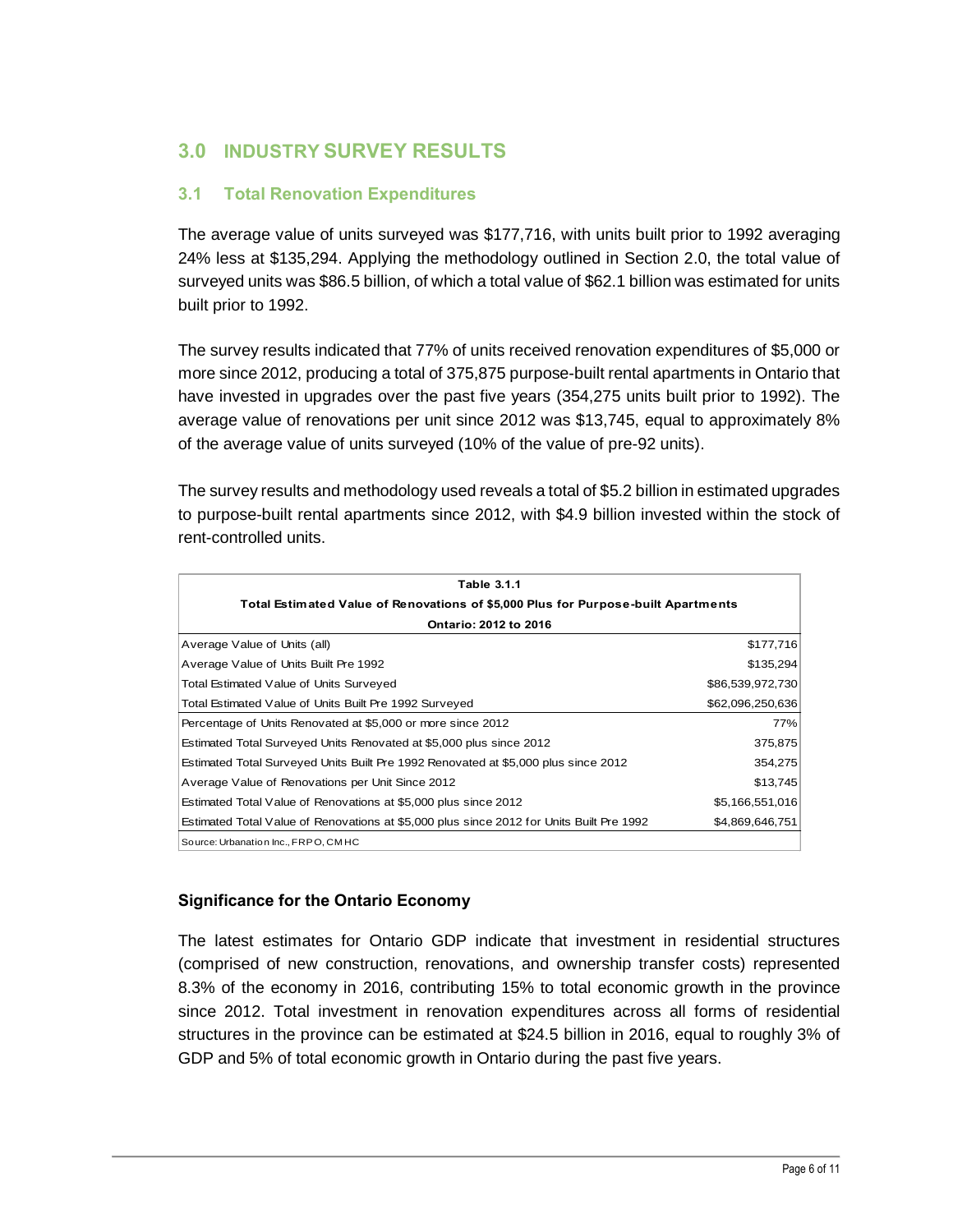## 3.0 INDUSTRY SURVEY RESULTS

### 3.1 Total Renovation Expenditures

The average value of units surveyed was $177,716, with units built prior to 1992 averaging 24% less at $135,294. Applying the methodology outlined in Section 2.0, the total value of surveyed units was $86.5 billion, of which a total value of $62.1 billion was estimated for units built prior to 1992.

The survey results indicated that 77% of units received renovation expenditures of $5,000 or more since 2012, producing a total of 375,875 purpose-built rental apartments in Ontario that have invested in upgrades over the past five years (354,275 units built prior to 1992). The average value of renovations per unit since 2012 was $13,745, equal to approximately 8% of the average value of units surveyed (10% of the value of pre-92 units).

The survey results and methodology used reveals a total of $5.2 billion in estimated upgrades to purpose-built rental apartments since 2012, with $4.9 billion invested within the stock of rent-controlled units.

| Table 3.1.1<br>Total Estimated Value of Renovations of $5,000 Plus for Purpose-built Apartments<br>Ontario: 2012 to 2016 | |
|---|---|
| Average Value of Units (all) | $177,716 |
| Average Value of Units Built Pre 1992 | $135,294 |
| Total Estimated Value of Units Surveyed | $86,539,972,730 |
| Total Estimated Value of Units Built Pre 1992 Surveyed | $62,096,250,636 |
| Percentage of Units Renovated at $5,000 or more since 2012 | 77% |
| Estimated Total Surveyed Units Renovated at $5,000 plus since 2012 | 375,875 |
| Estimated Total Surveyed Units Built Pre 1992 Renovated at $5,000 plus since 2012 | 354,275 |
| Average Value of Renovations per Unit Since 2012 | $13,745 |
| Estimated Total Value of Renovations at $5,000 plus since 2012 | $5,166,551,016 |
| Estimated Total Value of Renovations at $5,000 plus since 2012 for Units Built Pre 1992 | $4,869,646,751 |
| Source: Urbanation Inc., FRPO, CMHC | |

**Significance for the Ontario Economy**

The latest estimates for Ontario GDP indicate that investment in residential structures (comprised of new construction, renovations, and ownership transfer costs) represented 8.3% of the economy in 2016, contributing 15% to total economic growth in the province since 2012. Total investment in renovation expenditures across all forms of residential structures in the province can be estimated at $24.5 billion in 2016, equal to roughly 3% of GDP and 5% of total economic growth in Ontario during the past five years.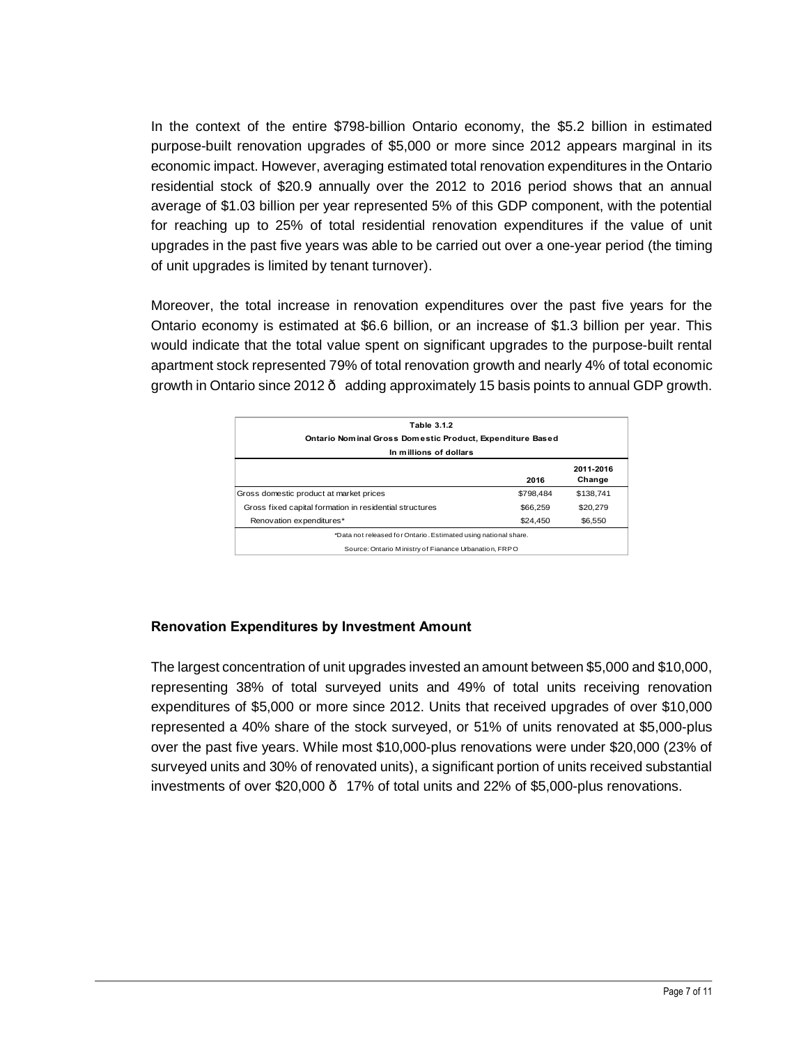In the context of the entire $798-billion Ontario economy, the $5.2 billion in estimated purpose-built renovation upgrades of $5,000 or more since 2012 appears marginal in its economic impact. However, averaging estimated total renovation expenditures in the Ontario residential stock of $20.9 annually over the 2012 to 2016 period shows that an annual average of $1.03 billion per year represented 5% of this GDP component, with the potential for reaching up to 25% of total residential renovation expenditures if the value of unit upgrades in the past five years was able to be carried out over a one-year period (the timing of unit upgrades is limited by tenant turnover).

Moreover, the total increase in renovation expenditures over the past five years for the Ontario economy is estimated at $6.6 billion, or an increase of $1.3 billion per year. This would indicate that the total value spent on significant upgrades to the purpose-built rental apartment stock represented 79% of total renovation growth and nearly 4% of total economic growth in Ontario since 2012 ð adding approximately 15 basis points to annual GDP growth.

**Table 3.1.2**
**Ontario Nominal Gross Domestic Product, Expenditure Based**
**In millions of dollars**

| | 2016 | 2011-2016 Change |
|---|---|---|
| Gross domestic product at market prices | $798,484 | $138,741 |
| Gross fixed capital formation in residential structures | $66,259 | $20,279 |
| Renovation expenditures* | $24,450 | $6,550 |

*Data not released for Ontario. Estimated using national share.

Source: Ontario Ministry of Fianance Urbanation, FRPO

### Renovation Expenditures by Investment Amount

The largest concentration of unit upgrades invested an amount between $5,000 and $10,000, representing 38% of total surveyed units and 49% of total units receiving renovation expenditures of $5,000 or more since 2012. Units that received upgrades of over $10,000 represented a 40% share of the stock surveyed, or 51% of units renovated at $5,000-plus over the past five years. While most $10,000-plus renovations were under $20,000 (23% of surveyed units and 30% of renovated units), a significant portion of units received substantial investments of over $20,000 ð 17% of total units and 22% of $5,000-plus renovations.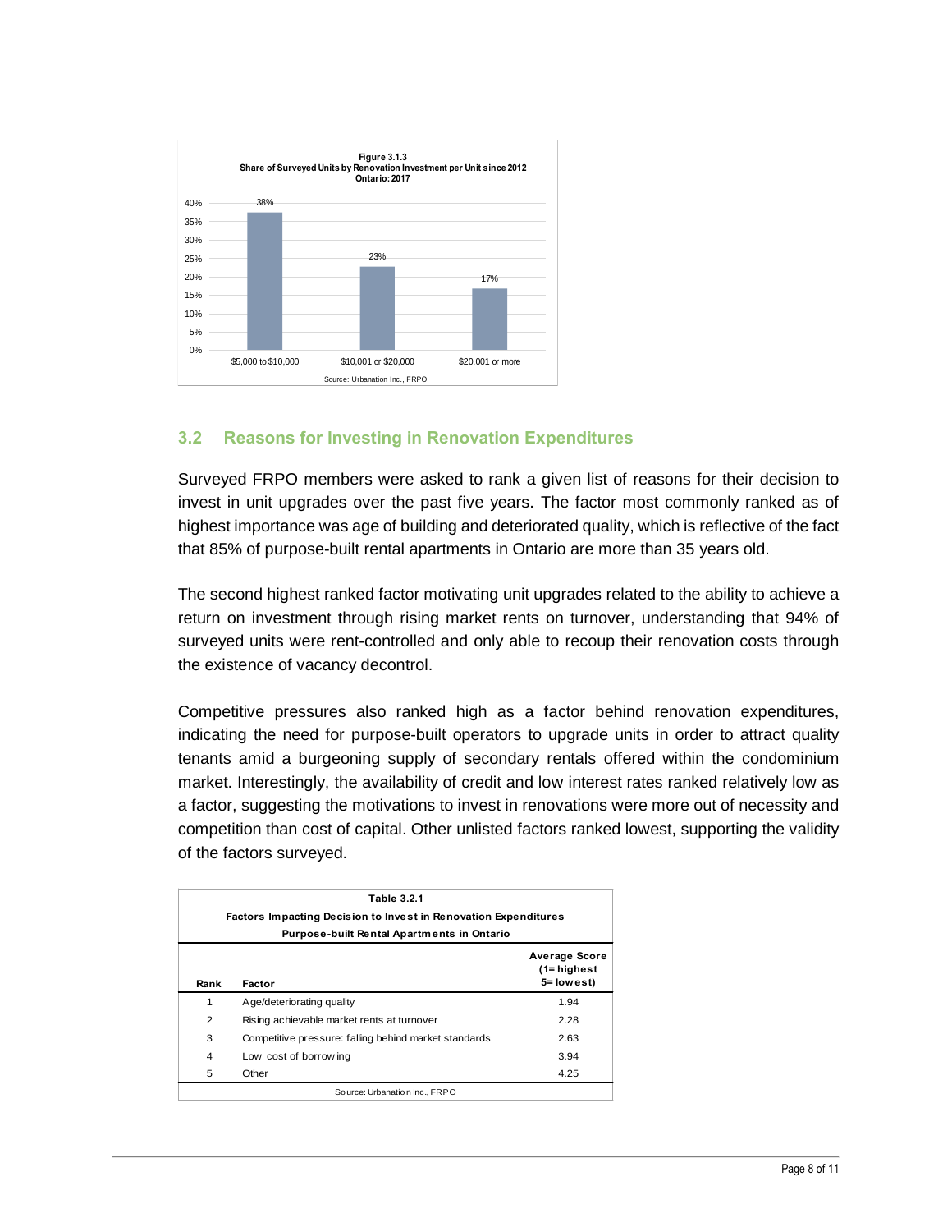**Figure 3.1.3**
**Share of Surveyed Units by Renovation Investment per Unit since 2012**
**Ontario: 2017**

| Renovation Investment per Unit | Share of Surveyed Units |
|---|---|
| $5,000 to $10,000 | 38% |
| $10,001 or $20,000 | 23% |
| $20,001 or more | 17% |

Source: Urbanation Inc., FRPO

## 3.2 Reasons for Investing in Renovation Expenditures

Surveyed FRPO members were asked to rank a given list of reasons for their decision to invest in unit upgrades over the past five years. The factor most commonly ranked as of highest importance was age of building and deteriorated quality, which is reflective of the fact that 85% of purpose-built rental apartments in Ontario are more than 35 years old.

The second highest ranked factor motivating unit upgrades related to the ability to achieve a return on investment through rising market rents on turnover, understanding that 94% of surveyed units were rent-controlled and only able to recoup their renovation costs through the existence of vacancy decontrol.

Competitive pressures also ranked high as a factor behind renovation expenditures, indicating the need for purpose-built operators to upgrade units in order to attract quality tenants amid a burgeoning supply of secondary rentals offered within the condominium market. Interestingly, the availability of credit and low interest rates ranked relatively low as a factor, suggesting the motivations to invest in renovations were more out of necessity and competition than cost of capital. Other unlisted factors ranked lowest, supporting the validity of the factors surveyed.

**Table 3.2.1**
**Factors Impacting Decision to Invest in Renovation Expenditures**
**Purpose-built Rental Apartments in Ontario**

| Rank | Factor | Average Score (1= highest 5= lowest) |
|---|---|---|
| 1 | Age/deteriorating quality | 1.94 |
| 2 | Rising achievable market rents at turnover | 2.28 |
| 3 | Competitive pressure: falling behind market standards | 2.63 |
| 4 | Low cost of borrowing | 3.94 |
| 5 | Other | 4.25 |

Source: Urbanation Inc., FRPO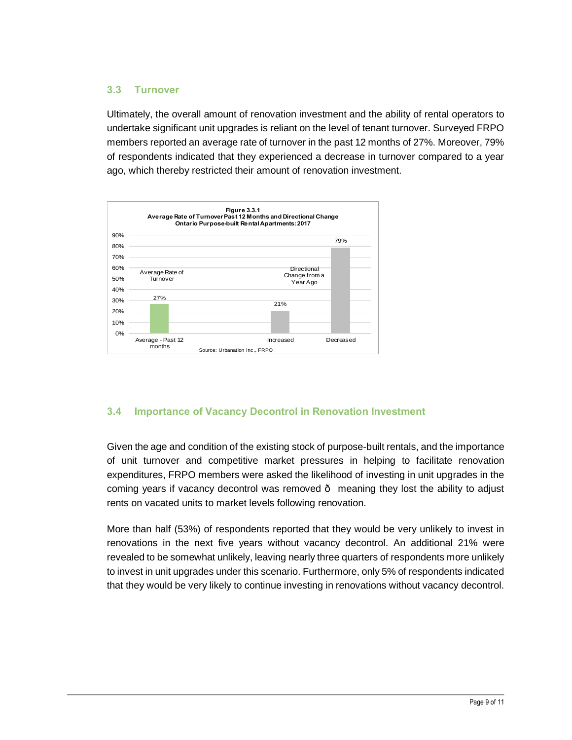## 3.3 Turnover

Ultimately, the overall amount of renovation investment and the ability of rental operators to undertake significant unit upgrades is reliant on the level of tenant turnover. Surveyed FRPO members reported an average rate of turnover in the past 12 months of 27%. Moreover, 79% of respondents indicated that they experienced a decrease in turnover compared to a year ago, which thereby restricted their amount of renovation investment.

**Figure 3.3.1**
**Average Rate of Turnover Past 12 Months and Directional Change**
**Ontario Purpose-built Rental Apartments: 2017**

| | Average Rate of Turnover | Directional Change from a Year Ago | |
|---|---|---|---|
| | Average - Past 12 months | Increased | Decreased |
| % | 27% | 21% | 79% |

Source: Urbanation Inc., FRPO

## 3.4 Importance of Vacancy Decontrol in Renovation Investment

Given the age and condition of the existing stock of purpose-built rentals, and the importance of unit turnover and competitive market pressures in helping to facilitate renovation expenditures, FRPO members were asked the likelihood of investing in unit upgrades in the coming years if vacancy decontrol was removed ð meaning they lost the ability to adjust rents on vacated units to market levels following renovation.

More than half (53%) of respondents reported that they would be very unlikely to invest in renovations in the next five years without vacancy decontrol. An additional 21% were revealed to be somewhat unlikely, leaving nearly three quarters of respondents more unlikely to invest in unit upgrades under this scenario. Furthermore, only 5% of respondents indicated that they would be very likely to continue investing in renovations without vacancy decontrol.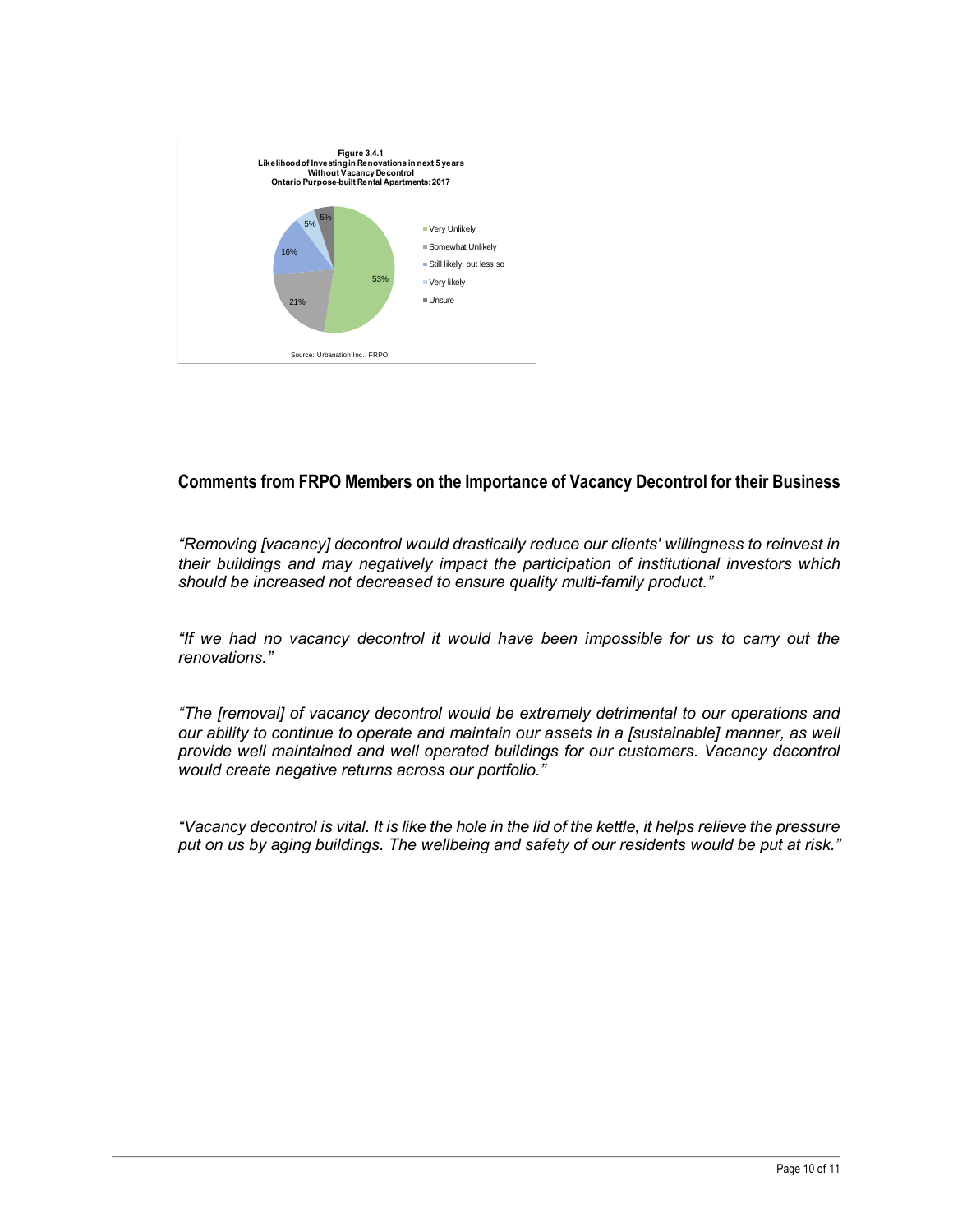**Figure 3.4.1**
**Likelihood of Investing in Renovations in next 5 years**
**Without Vacancy Decontrol**
**Ontario Purpose-built Rental Apartments: 2017**

| Response | Share |
| --- | --- |
| Very Unlikely | 53% |
| Somewhat Unlikely | 21% |
| Still likely, but less so | 16% |
| Very likely | 5% |
| Unsure | 5% |

Source: Urbanation Inc., FRPO

## Comments from FRPO Members on the Importance of Vacancy Decontrol for their Business

*"Removing [vacancy] decontrol would drastically reduce our clients' willingness to reinvest in their buildings and may negatively impact the participation of institutional investors which should be increased not decreased to ensure quality multi-family product."*

*"If we had no vacancy decontrol it would have been impossible for us to carry out the renovations."*

*"The [removal] of vacancy decontrol would be extremely detrimental to our operations and our ability to continue to operate and maintain our assets in a [sustainable] manner, as well provide well maintained and well operated buildings for our customers. Vacancy decontrol would create negative returns across our portfolio."*

*"Vacancy decontrol is vital. It is like the hole in the lid of the kettle, it helps relieve the pressure put on us by aging buildings. The wellbeing and safety of our residents would be put at risk."*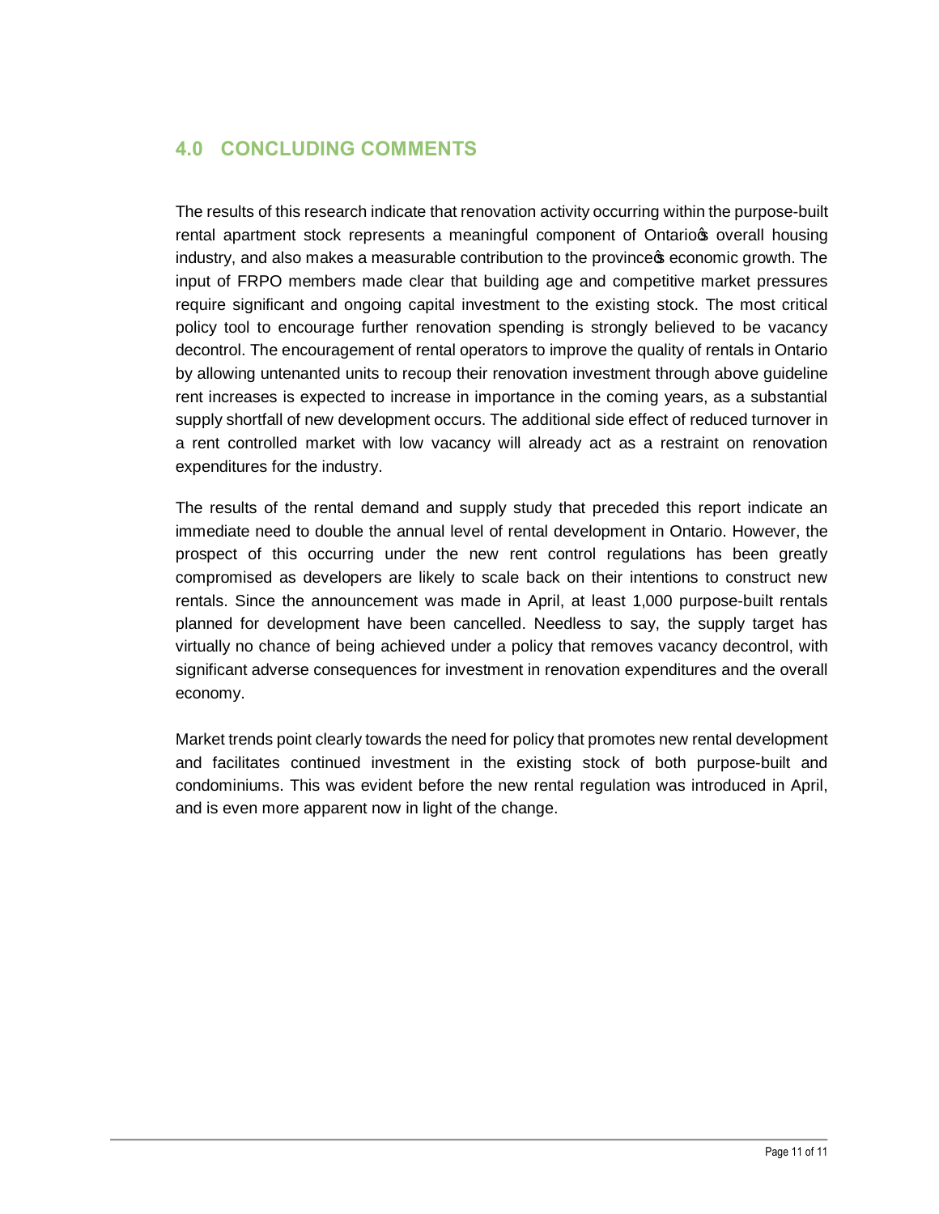## 4.0 CONCLUDING COMMENTS

The results of this research indicate that renovation activity occurring within the purpose-built rental apartment stock represents a meaningful component of Ontario's overall housing industry, and also makes a measurable contribution to the province's economic growth. The input of FRPO members made clear that building age and competitive market pressures require significant and ongoing capital investment to the existing stock. The most critical policy tool to encourage further renovation spending is strongly believed to be vacancy decontrol. The encouragement of rental operators to improve the quality of rentals in Ontario by allowing untenanted units to recoup their renovation investment through above guideline rent increases is expected to increase in importance in the coming years, as a substantial supply shortfall of new development occurs. The additional side effect of reduced turnover in a rent controlled market with low vacancy will already act as a restraint on renovation expenditures for the industry.

The results of the rental demand and supply study that preceded this report indicate an immediate need to double the annual level of rental development in Ontario. However, the prospect of this occurring under the new rent control regulations has been greatly compromised as developers are likely to scale back on their intentions to construct new rentals. Since the announcement was made in April, at least 1,000 purpose-built rentals planned for development have been cancelled. Needless to say, the supply target has virtually no chance of being achieved under a policy that removes vacancy decontrol, with significant adverse consequences for investment in renovation expenditures and the overall economy.

Market trends point clearly towards the need for policy that promotes new rental development and facilitates continued investment in the existing stock of both purpose-built and condominiums. This was evident before the new rental regulation was introduced in April, and is even more apparent now in light of the change.